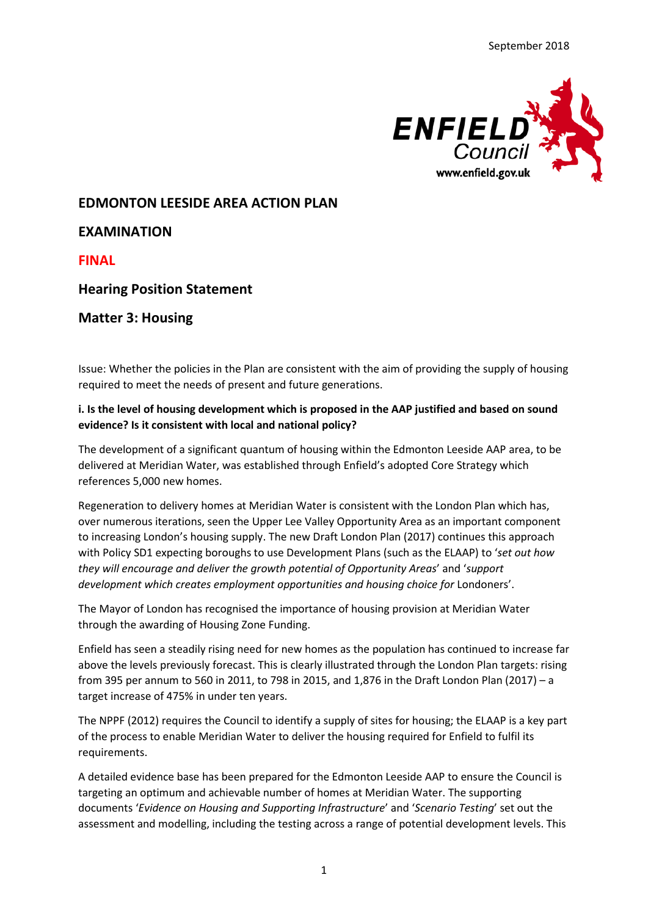September 2018

# EDMONTON LEESIDE AREA ACTION PLAN

## EXAMINATION

## FINAL

## Hearing Position Statement

## Matter 3: Housing

Issue: Whether the policies in the Plan are consistent with the aim of providing the supply of housing required to meet the needs of present and future generations.

**i. Is the level of housing development which is proposed in the AAP justified and based on sound evidence? Is it consistent with local and national policy?**

The development of a significant quantum of housing within the Edmonton Leeside AAP area, to be delivered at Meridian Water, was established through Enfield's adopted Core Strategy which references 5,000 new homes.

Regeneration to delivery homes at Meridian Water is consistent with the London Plan which has, over numerous iterations, seen the Upper Lee Valley Opportunity Area as an important component to increasing London's housing supply. The new Draft London Plan (2017) continues this approach with Policy SD1 expecting boroughs to use Development Plans (such as the ELAAP) to '*set out how they will encourage and deliver the growth potential of Opportunity Areas*' and '*support development which creates employment opportunities and housing choice for* Londoners'.

The Mayor of London has recognised the importance of housing provision at Meridian Water through the awarding of Housing Zone Funding.

Enfield has seen a steadily rising need for new homes as the population has continued to increase far above the levels previously forecast. This is clearly illustrated through the London Plan targets: rising from 395 per annum to 560 in 2011, to 798 in 2015, and 1,876 in the Draft London Plan (2017) – a target increase of 475% in under ten years.

The NPPF (2012) requires the Council to identify a supply of sites for housing; the ELAAP is a key part of the process to enable Meridian Water to deliver the housing required for Enfield to fulfil its requirements.

A detailed evidence base has been prepared for the Edmonton Leeside AAP to ensure the Council is targeting an optimum and achievable number of homes at Meridian Water. The supporting documents '*Evidence on Housing and Supporting Infrastructure*' and '*Scenario Testing*' set out the assessment and modelling, including the testing across a range of potential development levels. This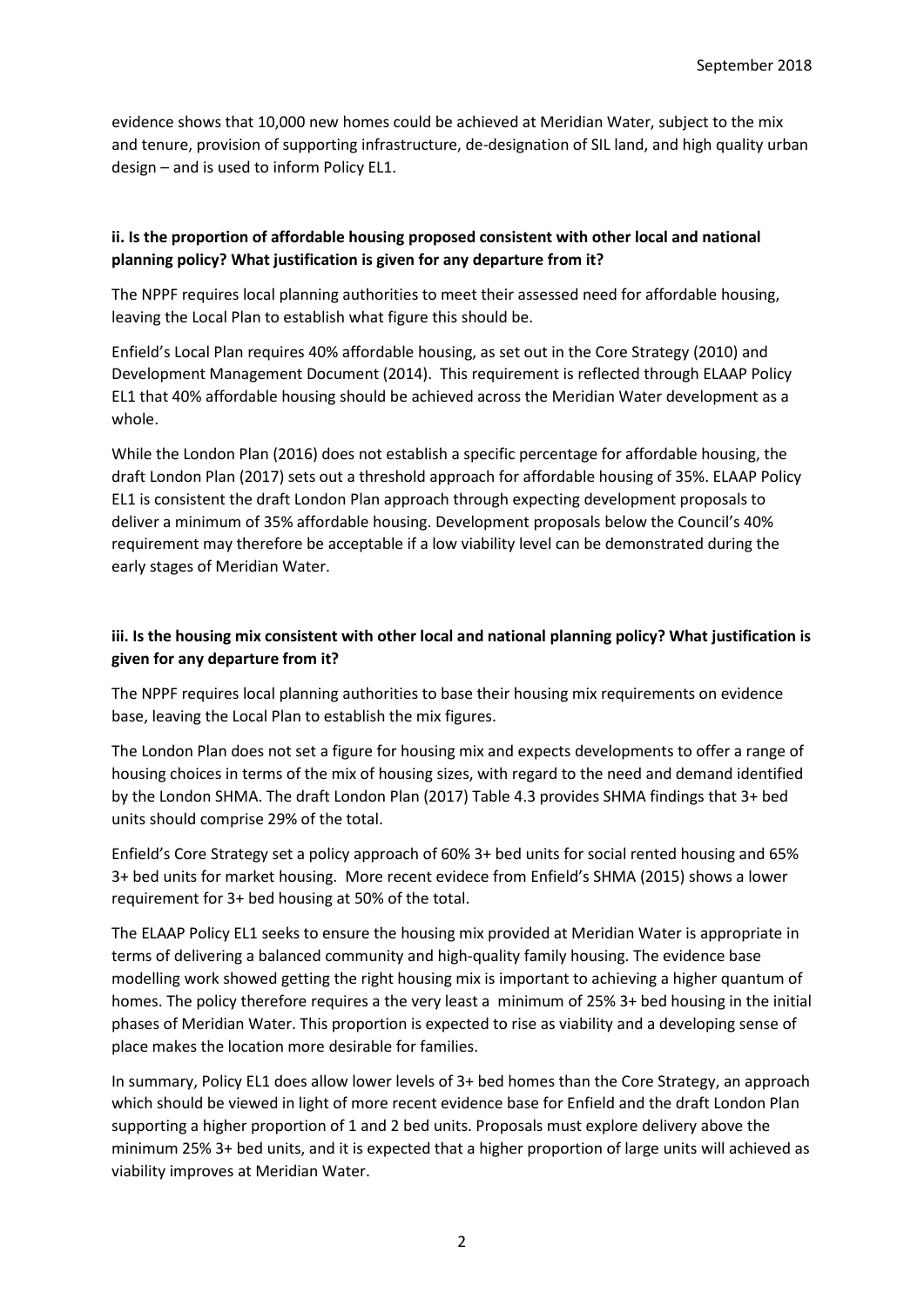evidence shows that 10,000 new homes could be achieved at Meridian Water, subject to the mix and tenure, provision of supporting infrastructure, de-designation of SIL land, and high quality urban design – and is used to inform Policy EL1.

**ii. Is the proportion of affordable housing proposed consistent with other local and national planning policy? What justification is given for any departure from it?**

The NPPF requires local planning authorities to meet their assessed need for affordable housing, leaving the Local Plan to establish what figure this should be.

Enfield's Local Plan requires 40% affordable housing, as set out in the Core Strategy (2010) and Development Management Document (2014). This requirement is reflected through ELAAP Policy EL1 that 40% affordable housing should be achieved across the Meridian Water development as a whole.

While the London Plan (2016) does not establish a specific percentage for affordable housing, the draft London Plan (2017) sets out a threshold approach for affordable housing of 35%. ELAAP Policy EL1 is consistent the draft London Plan approach through expecting development proposals to deliver a minimum of 35% affordable housing. Development proposals below the Council's 40% requirement may therefore be acceptable if a low viability level can be demonstrated during the early stages of Meridian Water.

**iii. Is the housing mix consistent with other local and national planning policy? What justification is given for any departure from it?**

The NPPF requires local planning authorities to base their housing mix requirements on evidence base, leaving the Local Plan to establish the mix figures.

The London Plan does not set a figure for housing mix and expects developments to offer a range of housing choices in terms of the mix of housing sizes, with regard to the need and demand identified by the London SHMA. The draft London Plan (2017) Table 4.3 provides SHMA findings that 3+ bed units should comprise 29% of the total.

Enfield's Core Strategy set a policy approach of 60% 3+ bed units for social rented housing and 65% 3+ bed units for market housing. More recent evidece from Enfield's SHMA (2015) shows a lower requirement for 3+ bed housing at 50% of the total.

The ELAAP Policy EL1 seeks to ensure the housing mix provided at Meridian Water is appropriate in terms of delivering a balanced community and high-quality family housing. The evidence base modelling work showed getting the right housing mix is important to achieving a higher quantum of homes. The policy therefore requires a the very least a minimum of 25% 3+ bed housing in the initial phases of Meridian Water. This proportion is expected to rise as viability and a developing sense of place makes the location more desirable for families.

In summary, Policy EL1 does allow lower levels of 3+ bed homes than the Core Strategy, an approach which should be viewed in light of more recent evidence base for Enfield and the draft London Plan supporting a higher proportion of 1 and 2 bed units. Proposals must explore delivery above the minimum 25% 3+ bed units, and it is expected that a higher proportion of large units will achieved as viability improves at Meridian Water.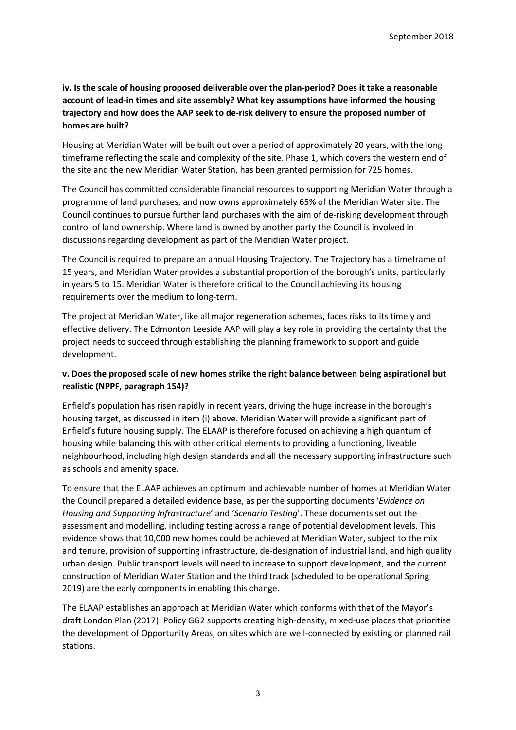**iv. Is the scale of housing proposed deliverable over the plan-period? Does it take a reasonable account of lead-in times and site assembly? What key assumptions have informed the housing trajectory and how does the AAP seek to de-risk delivery to ensure the proposed number of homes are built?**

Housing at Meridian Water will be built out over a period of approximately 20 years, with the long timeframe reflecting the scale and complexity of the site. Phase 1, which covers the western end of the site and the new Meridian Water Station, has been granted permission for 725 homes.

The Council has committed considerable financial resources to supporting Meridian Water through a programme of land purchases, and now owns approximately 65% of the Meridian Water site. The Council continues to pursue further land purchases with the aim of de-risking development through control of land ownership. Where land is owned by another party the Council is involved in discussions regarding development as part of the Meridian Water project.

The Council is required to prepare an annual Housing Trajectory. The Trajectory has a timeframe of 15 years, and Meridian Water provides a substantial proportion of the borough's units, particularly in years 5 to 15. Meridian Water is therefore critical to the Council achieving its housing requirements over the medium to long-term.

The project at Meridian Water, like all major regeneration schemes, faces risks to its timely and effective delivery. The Edmonton Leeside AAP will play a key role in providing the certainty that the project needs to succeed through establishing the planning framework to support and guide development.

**v. Does the proposed scale of new homes strike the right balance between being aspirational but realistic (NPPF, paragraph 154)?**

Enfield's population has risen rapidly in recent years, driving the huge increase in the borough's housing target, as discussed in item (i) above. Meridian Water will provide a significant part of Enfield's future housing supply. The ELAAP is therefore focused on achieving a high quantum of housing while balancing this with other critical elements to providing a functioning, liveable neighbourhood, including high design standards and all the necessary supporting infrastructure such as schools and amenity space.

To ensure that the ELAAP achieves an optimum and achievable number of homes at Meridian Water the Council prepared a detailed evidence base, as per the supporting documents '*Evidence on Housing and Supporting Infrastructure*' and '*Scenario Testing*'. These documents set out the assessment and modelling, including testing across a range of potential development levels. This evidence shows that 10,000 new homes could be achieved at Meridian Water, subject to the mix and tenure, provision of supporting infrastructure, de-designation of industrial land, and high quality urban design. Public transport levels will need to increase to support development, and the current construction of Meridian Water Station and the third track (scheduled to be operational Spring 2019) are the early components in enabling this change.

The ELAAP establishes an approach at Meridian Water which conforms with that of the Mayor's draft London Plan (2017). Policy GG2 supports creating high-density, mixed-use places that prioritise the development of Opportunity Areas, on sites which are well-connected by existing or planned rail stations.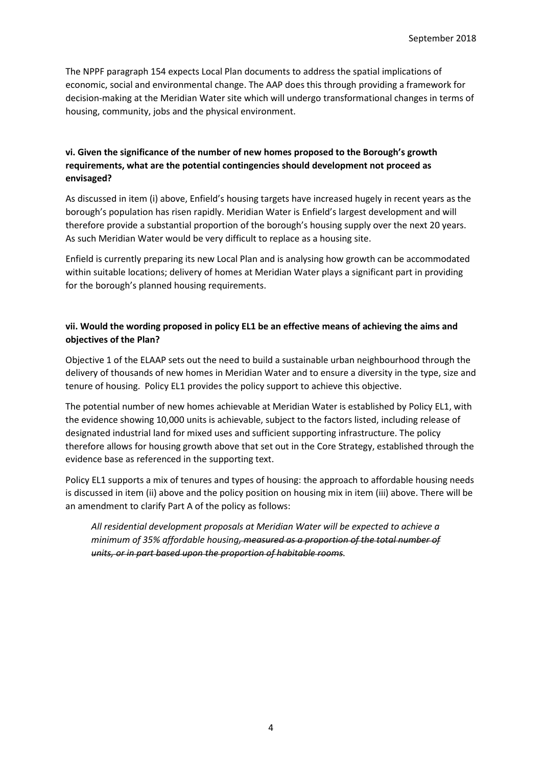The NPPF paragraph 154 expects Local Plan documents to address the spatial implications of economic, social and environmental change. The AAP does this through providing a framework for decision-making at the Meridian Water site which will undergo transformational changes in terms of housing, community, jobs and the physical environment.

**vi. Given the significance of the number of new homes proposed to the Borough's growth requirements, what are the potential contingencies should development not proceed as envisaged?**

As discussed in item (i) above, Enfield's housing targets have increased hugely in recent years as the borough's population has risen rapidly. Meridian Water is Enfield's largest development and will therefore provide a substantial proportion of the borough's housing supply over the next 20 years. As such Meridian Water would be very difficult to replace as a housing site.

Enfield is currently preparing its new Local Plan and is analysing how growth can be accommodated within suitable locations; delivery of homes at Meridian Water plays a significant part in providing for the borough's planned housing requirements.

**vii. Would the wording proposed in policy EL1 be an effective means of achieving the aims and objectives of the Plan?**

Objective 1 of the ELAAP sets out the need to build a sustainable urban neighbourhood through the delivery of thousands of new homes in Meridian Water and to ensure a diversity in the type, size and tenure of housing. Policy EL1 provides the policy support to achieve this objective.

The potential number of new homes achievable at Meridian Water is established by Policy EL1, with the evidence showing 10,000 units is achievable, subject to the factors listed, including release of designated industrial land for mixed uses and sufficient supporting infrastructure. The policy therefore allows for housing growth above that set out in the Core Strategy, established through the evidence base as referenced in the supporting text.

Policy EL1 supports a mix of tenures and types of housing: the approach to affordable housing needs is discussed in item (ii) above and the policy position on housing mix in item (iii) above. There will be an amendment to clarify Part A of the policy as follows:

> *All residential development proposals at Meridian Water will be expected to achieve a minimum of 35% affordable housing~~, measured as a proportion of the total number of units, or in part based upon the proportion of habitable rooms~~.*